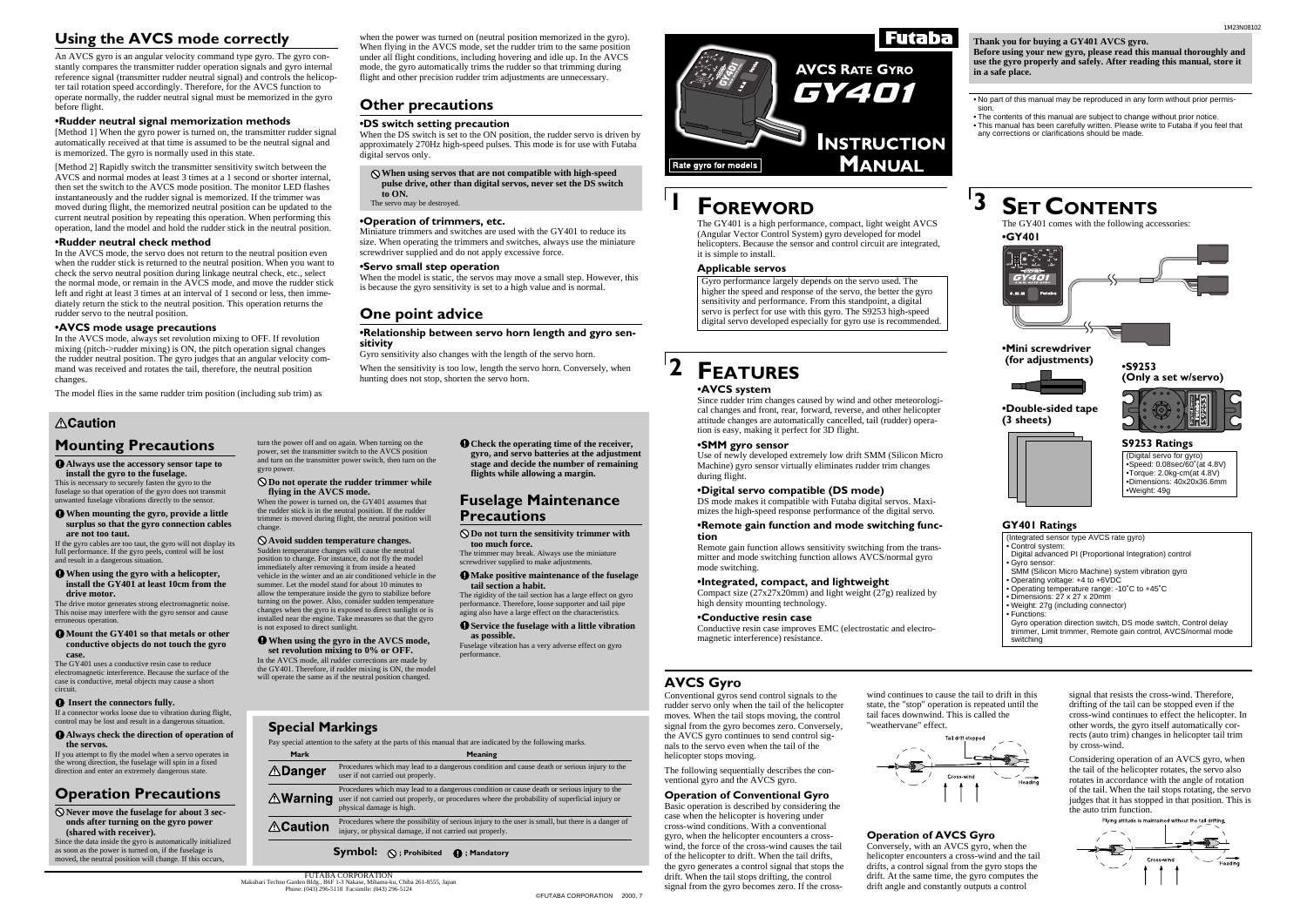# AVCS RATE GYRO GY401

# INSTRUCTION MANUAL

Rate gyro for models

**Thank you for buying a GY401 AVCS gyro.**
**Before using your new gyro, please read this manual thoroughly and use the gyro properly and safely. After reading this manual, store it in a safe place.**

- No part of this manual may be reproduced in any form without prior permission.
- The contents of this manual are subject to change without prior notice.
- This manual has been carefully written. Please write to Futaba if you feel that any corrections or clarifications should be made.

# 1 FOREWORD

The GY401 is a high performance, compact, light weight AVCS (Angular Vector Control System) gyro developed for model helicopters. Because the sensor and control circuit are integrated, it is simple to install.

### Applicable servos

Gyro performance largely depends on the servo used. The higher the speed and response of the servo, the better the gyro sensitivity and performance. From this standpoint, a digital servo is perfect for use with this gyro. The S9253 high-speed digital servo developed especially for gyro use is recommended.

# 2 FEATURES

**•AVCS system**

Since rudder trim changes caused by wind and other meteorological changes and front, rear, forward, reverse, and other helicopter attitude changes are automatically cancelled, tail (rudder) operation is easy, making it perfect for 3D flight.

**•SMM gyro sensor**

Use of newly developed extremely low drift SMM (Silicon Micro Machine) gyro sensor virtually eliminates rudder trim changes during flight.

**•Digital servo compatible (DS mode)**

DS mode makes it compatible with Futaba digital servos. Maximizes the high-speed response performance of the digital servo.

**•Remote gain function and mode switching function**

Remote gain function allows sensitivity switching from the transmitter and mode switching function allows AVCS/normal gyro mode switching.

**•Integrated, compact, and lightweight**

Compact size (27x27x20mm) and light weight (27g) realized by high density mounting technology.

**•Conductive resin case**

Conductive resin case improves EMC (electrostatic and electromagnetic interference) resistance.

# 3 SET CONTENTS

The GY401 comes with the following accessories:

**•GY401**

**•Mini screwdriver (for adjustments)**

**•S9253 (Only a set w/servo)**

**•Double-sided tape (3 sheets)**

### S9253 Ratings

(Digital servo for gyro)
- Speed: 0.08sec/60˚(at 4.8V)
- Torque: 2.0kg-cm(at 4.8V)
- Dimensions: 40x20x36.6mm
- Weight: 49g

### GY401 Ratings

(Integrated sensor type AVCS rate gyro)
- Control system: Digital advanced PI (Proportional Integration) control
- Gyro sensor: SMM (Silicon Micro Machine) system vibration gyro
- Operating voltage: +4 to +6VDC
- Operating temperature range: -10˚C to +45˚C
- Dimensions: 27 x 27 x 20mm
- Weight: 27g (including connector)
- Functions: Gyro operation direction switch, DS mode switch, Control delay trimmer, Limit trimmer, Remote gain control, AVCS/normal mode switching

## AVCS Gyro

Conventional gyros send control signals to the rudder servo only when the tail of the helicopter moves. When the tail stops moving, the control signal from the gyro becomes zero. Conversely, the AVCS gyro continues to send control signals to the servo even when the tail of the helicopter stops moving.

The following sequentially describes the conventional gyro and the AVCS gyro.

### Operation of Conventional Gyro

Basic operation is described by considering the case when the helicopter is hovering under cross-wind conditions. With a conventional gyro, when the helicopter encounters a cross-wind, the force of the cross-wind causes the tail of the helicopter to drift. When the tail drifts, the gyro generates a control signal that stops the drift. When the tail stops drifting, the control signal from the gyro becomes zero. If the cross-wind continues to cause the tail to drift in this state, the "stop" operation is repeated until the tail faces downwind. This is called the "weathervane" effect.

Tail drift stopped
Cross-wind
Heading

### Operation of AVCS Gyro

Conversely, with an AVCS gyro, when the helicopter encounters a cross-wind and the tail drifts, a control signal from the gyro stops the drift. At the same time, the gyro computes the drift angle and constantly outputs a control signal that resists the cross-wind. Therefore, drifting of the tail can be stopped even if the cross-wind continues to effect the helicopter. In other words, the gyro itself automatically corrects (auto trim) changes in helicopter tail trim by cross-wind.

Considering operation of an AVCS gyro, when the tail of the helicopter rotates, the servo also rotates in accordance with the angle of rotation of the tail. When the tail stops rotating, the servo judges that it has stopped in that position. This is the auto trim function.

Flying attitude is maintained without the tail drifting.
Cross-wind
Heading

## Using the AVCS mode correctly

An AVCS gyro is an angular velocity command type gyro. The gyro constantly compares the transmitter rudder operation signals and gyro internal reference signal (transmitter rudder neutral signal) and controls the helicopter tail rotation speed accordingly. Therefore, for the AVCS function to operate normally, the rudder neutral signal must be memorized in the gyro before flight.

### •Rudder neutral signal memorization methods

[Method 1] When the gyro power is turned on, the transmitter rudder signal automatically received at that time is assumed to be the neutral signal and is memorized. The gyro is normally used in this state.

[Method 2] Rapidly switch the transmitter sensitivity switch between the AVCS and normal modes at least 3 times at a 1 second or shorter interval, then set the switch to the AVCS mode position. The monitor LED flashes instantaneously and the rudder signal is memorized. If the trimmer was moved during flight, the memorized neutral position can be updated to the current neutral position by repeating this operation. When performing this operation, land the model and hold the rudder stick in the neutral position.

### •Rudder neutral check method

In the AVCS mode, the servo does not return to the neutral position even when the rudder stick is returned to the neutral position. When you want to check the servo neutral position during linkage neutral check, etc., select the normal mode, or remain in the AVCS mode, and move the rudder stick left and right at least 3 times at an interval of 1 second or less, then immediately return the stick to the neutral position. This operation returns the rudder servo to the neutral position.

### •AVCS mode usage precautions

In the AVCS mode, always set revolution mixing to OFF. If revolution mixing (pitch->rudder mixing) is ON, the pitch operation signal changes the rudder neutral position. The gyro judges that an angular velocity command was received and rotates the tail, therefore, the neutral position changes.

The model flies in the same rudder trim position (including sub trim) as when the power was turned on (neutral position memorized in the gyro). When flying in the AVCS mode, set the rudder trim to the same position under all flight conditions, including hovering and idle up. In the AVCS mode, the gyro automatically trims the rudder so that trimming during flight and other precision rudder trim adjustments are unnecessary.

## Other precautions

### •DS switch setting precaution

When the DS switch is set to the ON position, the rudder servo is driven by approximately 270Hz high-speed pulses. This mode is for use with Futaba digital servos only.

⊘ **When using servos that are not compatible with high-speed pulse drive, other than digital servos, never set the DS switch to ON.**
The servo may be destroyed.

### •Operation of trimmers, etc.

Miniature trimmers and switches are used with the GY401 to reduce its size. When operating the trimmers and switches, always use the miniature screwdriver supplied and do not apply excessive force.

### •Servo small step operation

When the model is static, the servos may move a small step. However, this is because the gyro sensitivity is set to a high value and is normal.

## One point advice

### •Relationship between servo horn length and gyro sensitivity

Gyro sensitivity also changes with the length of the servo horn.

When the sensitivity is too low, length the servo horn. Conversely, when hunting does not stop, shorten the servo horn.

## ⚠Caution

## Mounting Precautions

❶ **Always use the accessory sensor tape to install the gyro to the fuselage.**
This is necessary to securely fasten the gyro to the fuselage so that operation of the gyro does not transmit unwanted fuselage vibrations directly to the sensor.

❶ **When mounting the gyro, provide a little surplus so that the gyro connection cables are not too taut.**
If the gyro cables are too taut, the gyro will not display its full performance. If the gyro peels, control will be lost and result in a dangerous situation.

❶ **When using the gyro with a helicopter, install the GY401 at least 10cm from the drive motor.**
The drive motor generates strong electromagnetic noise. This noise may interfere with the gyro sensor and cause erroneous operation.

❶ **Mount the GY401 so that metals or other conductive objects do not touch the gyro case.**
The GY401 uses a conductive resin case to reduce electromagnetic interference. Because the surface of the case is conductive, metal objects may cause a short circuit.

❶ **Insert the connectors fully.**
If a connector works loose due to vibration during flight, control may be lost and result in a dangerous situation.

❶ **Always check the direction of operation of the servos.**
If you attempt to fly the model when a servo operates in the wrong direction, the fuselage will spin in a fixed direction and enter an extremely dangerous state.

## Operation Precautions

⊘ **Never move the fuselage for about 3 seconds after turning on the gyro power (shared with receiver).**
Since the data inside the gyro is automatically initialized as soon as the power is turned on, if the fuselage is moved, the neutral position will change. If this occurs, turn the power off and on again. When turning on the power, set the transmitter switch to the AVCS position and turn on the transmitter power switch, then turn on the gyro power.

⊘ **Do not operate the rudder trimmer while flying in the AVCS mode.**
When the power is turned on, the GY401 assumes that the rudder stick is in the neutral position. If the rudder trimmer is moved during flight, the neutral position will change.

⊘ **Avoid sudden temperature changes.**
Sudden temperature changes will cause the neutral position to change. For instance, do not fly the model immediately after removing it from inside a heated vehicle in the winter and an air conditioned vehicle in the summer. Let the model stand for about 10 minutes to allow the temperature inside the gyro to stabilize before turning on the power. Also, consider sudden temperature changes when the gyro is exposed to direct sunlight or is installed near the engine. Take measures so that the gyro is not exposed to direct sunlight.

❶ **When using the gyro in the AVCS mode, set revolution mixing to 0% or OFF.**
In the AVCS mode, all rudder corrections are made by the GY401. Therefore, if rudder mixing is ON, the model will operate the same as if the neutral position changed.

❶ **Check the operating time of the receiver, gyro, and servo batteries at the adjustment stage and decide the number of remaining flights while allowing a margin.**

## Fuselage Maintenance Precautions

⊘ **Do not turn the sensitivity trimmer with too much force.**
The trimmer may break. Always use the miniature screwdriver supplied to make adjustments.

❶ **Make positive maintenance of the fuselage tail section a habit.**
The rigidity of the tail section has a large effect on gyro performance. Therefore, loose supporter and tail pipe aging also have a large effect on the characteristics.

❶ **Service the fuselage with a little vibration as possible.**
Fuselage vibration has a very adverse effect on gyro performance.

## Special Markings

Pay special attention to the safety at the parts of this manual that are indicated by the following marks.

| Mark | Meaning |
| --- | --- |
| ⚠Danger | Procedures which may lead to a dangerous condition and cause death or serious injury to the user if not carried out properly. |
| ⚠Warning | Procedures which may lead to a dangerous condition or cause death or serious injury to the user if not carried out properly, or procedures where the probability of superficial injury or physical damage is high. |
| ⚠Caution | Procedures where the possibility of serious injury to the user is small, but there is a danger of injury, or physical damage, if not carried out properly. |

**Symbol:** ⊘ **; Prohibited** ❶ **; Mandatory**

FUTABA CORPORATION
Makuhari Techno Garden Bldg., B6F 1-3 Nakase, Mihama-ku, Chiba 261-8555, Japan
Phone: (043) 296-5118 Facsimile: (043) 296-5124

©FUTABA CORPORATION 2000, 7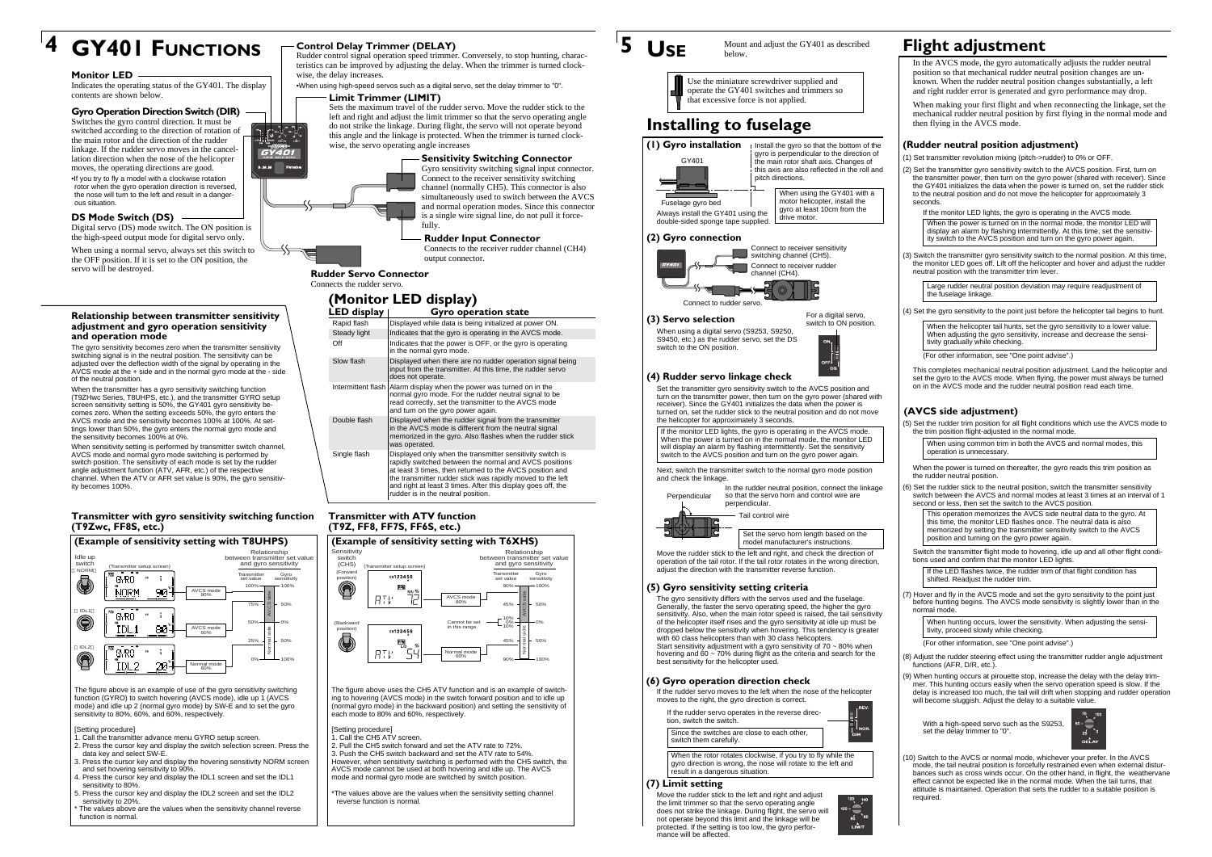# 4 GY401 Functions

### Monitor LED

Indicates the operating status of the GY401. The display contents are shown below.

### Gyro Operation Direction Switch (DIR)

Switches the gyro control direction. It must be switched according to the direction of rotation of the main rotor and the direction of the rudder linkage. If the rudder servo moves in the cancellation direction when the nose of the helicopter moves, the operating directions are good.

•If you try to fly a model with a clockwise rotation rotor when the gyro operation direction is reversed, the nose will turn to the left and result in a dangerous situation.

### DS Mode Switch (DS)

Digital servo (DS) mode switch. The ON position is the high-speed output mode for digital servo only.

When using a normal servo, always set this switch to the OFF position. If it is set to the ON position, the servo will be destroyed.

### Control Delay Trimmer (DELAY)

Rudder control signal operation speed trimmer. Conversely, to stop hunting, characteristics can be improved by adjusting the delay. When the trimmer is turned clockwise, the delay increases.

•When using high-speed servos such as a digital servo, set the delay trimmer to "0".

### Limit Trimmer (LIMIT)

Sets the maximum travel of the rudder servo. Move the rudder stick to the left and right and adjust the limit trimmer so that the servo operating angle do not strike the linkage. During flight, the servo will not operate beyond this angle and the linkage is protected. When the trimmer is turned clockwise, the servo operating angle increases

### Sensitivity Switching Connector

Gyro sensitivity switching signal input connector. Connect to the receiver sensitivity switching channel (normally CH5). This connector is also simultaneously used to switch between the AVCS and normal operation modes. Since this connector is a single wire signal line, do not pull it forcefully.

### Rudder Input Connector

Connects to the receiver rudder channel (CH4) output connector.

### Rudder Servo Connector

Connects the rudder servo.

## (Monitor LED display)

| LED display | Gyro operation state |
|---|---|
| Rapid flash | Displayed while data is being initialized at power ON. |
| Steady light | Indicates that the gyro is operating in the AVCS mode. |
| Off | Indicates that the power is OFF, or the gyro is operating in the normal gyro mode. |
| Slow flash | Displayed when there are no rudder operation signal being input from the transmitter. At this time, the rudder servo does not operate. |
| Intermittent flash | Alarm display when the power was turned on in the normal gyro mode. For the rudder neutral signal to be read correctly, set the transmitter to the AVCS mode and turn on the gyro power again. |
| Double flash | Displayed when the rudder signal from the transmitter in the AVCS mode is different from the rudder signal memorized in the gyro. Also flashes when the rudder stick was operated. |
| Single flash | Displayed only when the transmitter sensitivity switch is rapidly switched between the normal and AVCS positions at least 3 times, then returned to the AVCS position and the transmitter rudder stick was rapidly moved to the left and right at least 3 times. After this display goes off, the rudder is in the neutral position. |

### Relationship between transmitter sensitivity adjustment and gyro operation sensitivity and operation mode

The gyro sensitivity becomes zero when the transmitter sensitivity switching signal is in the neutral position. The sensitivity can be adjusted over the deflection width of the signal by operating in the AVCS mode at the + side and in the normal gyro mode at the - side of the neutral position.

When the transmitter has a gyro sensitivity switching function (T9ZHwc Series, T8UHPS, etc.), and the transmitter GYRO setup screen sensitivity setting is 50%, the GY401 gyro sensitivity becomes zero. When the setting exceeds 50%, the gyro enters the AVCS mode and the sensitivity becomes 100% at 100%. At settings lower than 50%, the gyro enters the normal gyro mode and the sensitivity becomes 100% at 0%.

When sensitivity setting is performed by transmitter switch channel, AVCS mode and normal gyro mode switching is performed by switch position. The sensitivity of each mode is set by the rudder angle adjustment function (ATV, AFR, etc.) of the respective channel. When the ATV or AFR set value is 90%, the gyro sensitivity becomes 100%.

### Transmitter with gyro sensitivity switching function (T9Zwc, FF8S, etc.)

**(Example of sensitivity setting with T8UHPS)**

Idle up switch
(Transmitter setup screen)
Relationship between transmitter set value and gyro sensitivity
Transmitter set value
Gyro sensitivity
NORM
GYRO
NORM 90
AVCS mode 80%
IDL1
GYRO
IDL1 80
AVCS mode 60%
IDL2
GYRO
IDL2 20
Normal mode 60%
100% 100%
75% 50%
50% 0%
25% 50%
0% 100%
AVCS side
Normal side

The figure above is an example of use of the gyro sensitivity switching function (GYRO) to switch hovering (AVCS mode), idle up 1 (AVCS mode) and idle up 2 (normal gyro mode) by SW-E and to set the gyro sensitivity to 80%, 60%, and 60%, respectively.

[Setting procedure]

1. Call the transmitter advance menu GYRO setup screen.
2. Press the cursor key and display the switch selection screen. Press the data key and select SW-E.
3. Press the cursor key and display the hovering sensitivity NORM screen and set hovering sensitivity to 90%.
4. Press the cursor key and display the IDL1 screen and set the IDL1 sensitivity to 80%.
5. Press the cursor key and display the IDL2 screen and set the IDL2 sensitivity to 20%.

\* The values above are the values when the sensitivity channel reverse function is normal.

### Transmitter with ATV function (T9Z, FF8, FF7S, FF6S, etc.)

**(Example of sensitivity setting with T6XHS)**

Sensitivity switch (CH5)
(Transmitter setup screen)
Relationship between transmitter set value and gyro sensitivity
(Forward position)
ATV 72
AVCS mode 80%
(Backward position)
ATV 54
Cannot be set in this range.
Normal mode 60%
Transmitter set value
Gyro sensitivity
90% 100%
45% 50%
10% 0% 10% 0%
45% 50%
90% 100%
AVCS side
Normal side

The figure above uses the CH5 ATV function and is an example of switching to hovering (AVCS mode) in the switch forward position and to idle up (normal gyro mode) in the backward position) and setting the sensitivity of each mode to 80% and 60%, respectively.

[Setting procedure]

1. Call the CH5 ATV screen.
2. Pull the CH5 switch forward and set the ATV rate to 72%.
3. Push the CH5 switch backward and set the ATV rate to 54%.

However, when sensitivity switching is performed with the CH5 switch, the AVCS mode cannot be used at both hovering and idle up. The AVCS mode and normal gyro mode are switched by switch position.

\*The values above are the values when the sensitivity setting channel reverse function is normal.

# 5 Use

Mount and adjust the GY401 as described below.

Use the miniature screwdriver supplied and operate the GY401 switches and trimmers so that excessive force is not applied.

## Installing to fuselage

### (1) Gyro installation

Install the gyro so that the bottom of the gyro is perpendicular to the direction of the main rotor shaft axis. Changes of this axis are also reflected in the roll and pitch directions.

GY401
Fuselage gyro bed

Always install the GY401 using the double-sided sponge tape supplied.

When using the GY401 with a motor helicopter, install the gyro at least 10cm from the drive motor.

### (2) Gyro connection

Connect to receiver sensitivity switching channel (CH5).
Connect to receiver rudder channel (CH4).
Connect to rudder servo.

### (3) Servo selection

When using a digital servo (S9253, S9250, S9450, etc.) as the rudder servo, set the DS switch to the ON position.

For a digital servo, switch to ON position.

### (4) Rudder servo linkage check

Set the transmitter gyro sensitivity switch to the AVCS position and turn on the transmitter power, then turn on the gyro power (shared with receiver). Since the GY401 initializes the data when the power is turned on, set the rudder stick to the neutral position and do not move the helicopter for approximately 3 seconds.

If the monitor LED lights, the gyro is operating in the AVCS mode. When the power is turned on in the normal mode, the monitor LED will display an alarm by flashing intermittently. Set the sensitivity switch to the AVCS position and turn on the gyro power again.

Next, switch the transmitter switch to the normal gyro mode position and check the linkage.

In the rudder neutral position, connect the linkage so that the servo horn and control wire are perpendicular.

Perpendicular
Tail control wire

Set the servo horn length based on the model manufacturer's instructions.

Move the rudder stick to the left and right, and check the direction of operation of the tail rotor. If the tail rotor rotates in the wrong direction, adjust the direction with the transmitter reverse function.

### (5) Gyro sensitivity setting criteria

The gyro sensitivity differs with the servos used and the fuselage. Generally, the faster the servo operating speed, the higher the gyro sensitivity. Also, when the main rotor speed is raised, the tail sensitivity of the helicopter itself rises and the gyro sensitivity at idle up must be dropped below the sensitivity when hovering. This tendency is greater with 60 class helicopters than with 30 class helicopters.

Start sensitivity adjustment with a gyro sensitivity of 70 ~ 80% when hovering and 60 ~ 70% during flight as the criteria and search for the best sensitivity for the helicopter used.

### (6) Gyro operation direction check

If the rudder servo moves to the left when the nose of the helicopter moves to the right, the gyro direction is correct.

If the rudder servo operates in the reverse direction, switch the switch.

Since the switches are close to each other, switch them carefully.

When the rotor rotates clockwise, if you try to fly while the gyro direction is wrong, the nose will rotate to the left and result in a dangerous situation.

### (7) Limit setting

Move the rudder stick to the left and right and adjust the limit trimmer so that the servo operating angle does not strike the linkage. During flight, the servo will not operate beyond this limit and the linkage will be protected. If the setting is too low, the gyro performance will be affected.

## Flight adjustment

In the AVCS mode, the gyro automatically adjusts the rudder neutral position so that mechanical rudder neutral position changes are unknown. When the rudder neutral position changes substantially, a left and right rudder error is generated and gyro performance may drop.

When making your first flight and when reconnecting the linkage, set the mechanical rudder neutral position by first flying in the normal mode and then flying in the AVCS mode.

### (Rudder neutral position adjustment)

(1) Set transmitter revolution mixing (pitch->rudder) to 0% or OFF.

(2) Set the transmitter gyro sensitivity switch to the AVCS position. First, turn on the transmitter power, then turn on the gyro power (shared with receiver). Since the GY401 initializes the data when the power is turned on, set the rudder stick to the neutral position and do not move the helicopter for approximately 3 seconds.

If the monitor LED lights, the gyro is operating in the AVCS mode.

When the power is turned on in the normal mode, the monitor LED will display an alarm by flashing intermittently. At this time, set the sensitivity switch to the AVCS position and turn on the gyro power again.

(3) Switch the transmitter gyro sensitivity switch to the normal position. At this time, the monitor LED goes off. Lift off the helicopter and hover and adjust the rudder neutral position with the transmitter trim lever.

Large rudder neutral position deviation may require readjustment of the fuselage linkage.

(4) Set the gyro sensitivity to the point just before the helicopter tail begins to hunt.

When the helicopter tail hunts, set the gyro sensitivity to a lower value. When adjusting the gyro sensitivity, increase and decrease the sensitivity gradually while checking.

(For other information, see "One point advise".)

This completes mechanical neutral position adjustment. Land the helicopter and set the gyro to the AVCS mode. When flying, the power must always be turned on in the AVCS mode and the rudder neutral position read each time.

### (AVCS side adjustment)

(5) Set the rudder trim position for all flight conditions which use the AVCS mode to the trim position flight-adjusted in the normal mode.

When using common trim in both the AVCS and normal modes, this operation is unnecessary.

When the power is turned on thereafter, the gyro reads this trim position as the rudder neutral position.

(6) Set the rudder stick to the neutral position, switch the transmitter sensitivity switch between the AVCS and normal modes at least 3 times at an interval of 1 second or less, then set the switch to the AVCS position.

This operation memorizes the AVCS side neutral data to the gyro. At this time, the monitor LED flashes once. The neutral data is also memorized by setting the transmitter sensitivity switch to the AVCS position and turning on the gyro power again.

Switch the transmitter flight mode to hovering, idle up and all other flight conditions used and confirm that the monitor LED lights.

If the LED flashes twice, the rudder trim of that flight condition has shifted. Readjust the rudder trim.

(7) Hover and fly in the AVCS mode and set the gyro sensitivity to the point just before hunting begins. The AVCS mode sensitivity is slightly lower than in the normal mode.

When hunting occurs, lower the sensitivity. When adjusting the sensitivity, proceed slowly while checking.

(For other information, see "One point advise".)

(8) Adjust the rudder steering effect using the transmitter rudder angle adjustment functions (AFR, D/R, etc.).

(9) When hunting occurs at pirouette stop, increase the delay with the delay trimmer. This hunting occurs easily when the servo operation speed is slow. If the delay is increased too much, the tail will drift when stopping and rudder operation will become sluggish. Adjust the delay to a suitable value.

With a high-speed servo such as the S9253, set the delay trimmer to "0".

(10) Switch to the AVCS or normal mode, whichever your prefer. In the AVCS mode, the tail neutral position is forcefully restrained even when external disturbances such as cross winds occur. On the other hand, in flight, the weathervane effect cannot be expected like in the normal mode. When the tail turns, that attitude is maintained. Operation that sets the rudder to a suitable position is required.